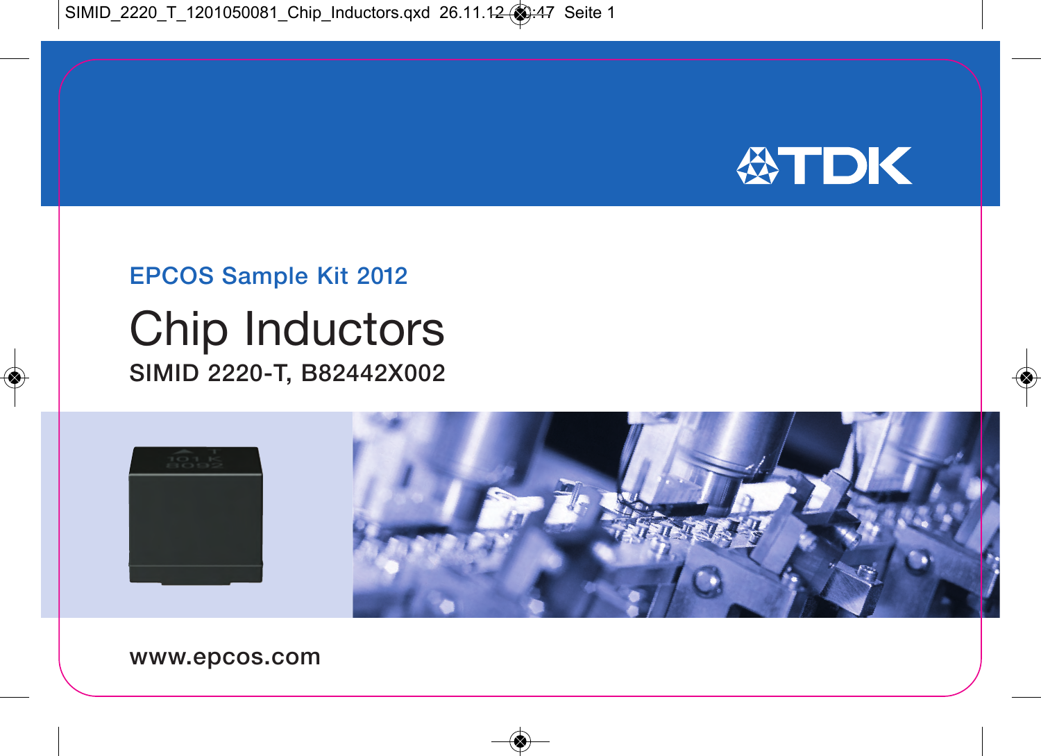TDK

EPCOS Sample Kit 2012

# Chip Inductors

**SIMID 2220-T, B82442X002**

www.epcos.com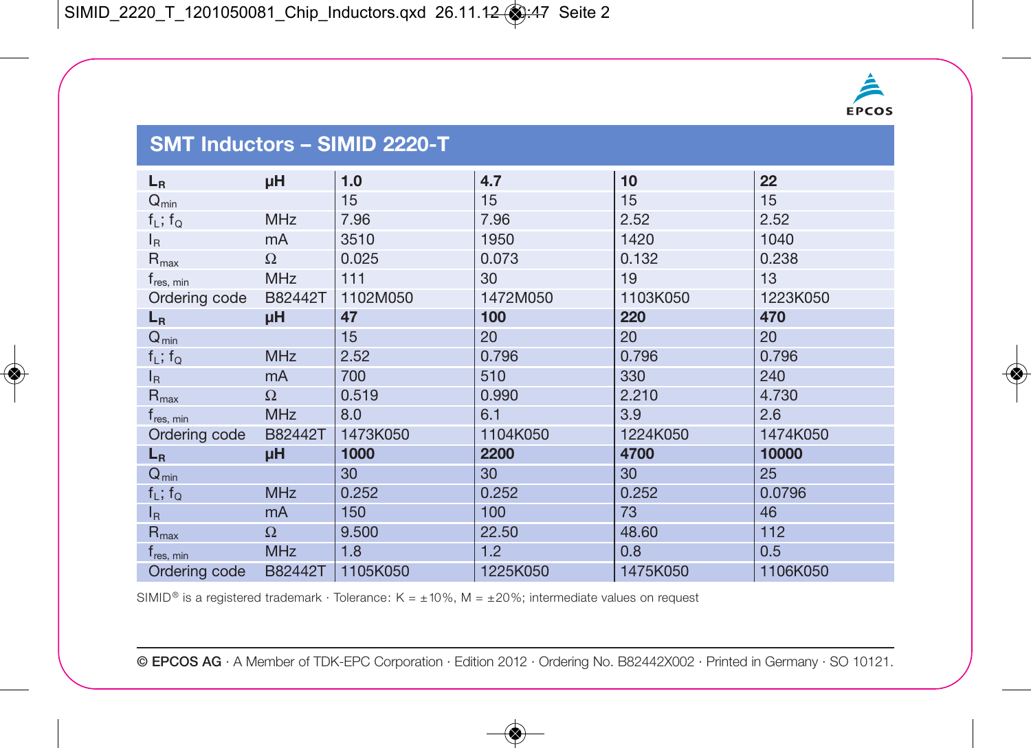EPCOS

## SMT Inductors – SIMID 2220-T

| $L_R$ | µH | **1.0** | **4.7** | **10** | **22** |
|---|---|---|---|---|---|
| $Q_{min}$ | | 15 | 15 | 15 | 15 |
| $f_L$; $f_Q$ | MHz | 7.96 | 7.96 | 2.52 | 2.52 |
| $I_R$ | mA | 3510 | 1950 | 1420 | 1040 |
| $R_{max}$ | Ω | 0.025 | 0.073 | 0.132 | 0.238 |
| $f_{res, min}$ | MHz | 111 | 30 | 19 | 13 |
| Ordering code | B82442T | 1102M050 | 1472M050 | 1103K050 | 1223K050 |
| **$L_R$** | **µH** | **47** | **100** | **220** | **470** |
| $Q_{min}$ | | 15 | 20 | 20 | 20 |
| $f_L$; $f_Q$ | MHz | 2.52 | 0.796 | 0.796 | 0.796 |
| $I_R$ | mA | 700 | 510 | 330 | 240 |
| $R_{max}$ | Ω | 0.519 | 0.990 | 2.210 | 4.730 |
| $f_{res, min}$ | MHz | 8.0 | 6.1 | 3.9 | 2.6 |
| Ordering code | B82442T | 1473K050 | 1104K050 | 1224K050 | 1474K050 |
| **$L_R$** | **µH** | **1000** | **2200** | **4700** | **10000** |
| $Q_{min}$ | | 30 | 30 | 30 | 25 |
| $f_L$; $f_Q$ | MHz | 0.252 | 0.252 | 0.252 | 0.0796 |
| $I_R$ | mA | 150 | 100 | 73 | 46 |
| $R_{max}$ | Ω | 9.500 | 22.50 | 48.60 | 112 |
| $f_{res, min}$ | MHz | 1.8 | 1.2 | 0.8 | 0.5 |
| Ordering code | B82442T | 1105K050 | 1225K050 | 1475K050 | 1106K050 |

SIMID® is a registered trademark · Tolerance: K = ±10%, M = ±20%; intermediate values on request

**© EPCOS AG** · A Member of TDK-EPC Corporation · Edition 2012 · Ordering No. B82442X002 · Printed in Germany · SO 10121.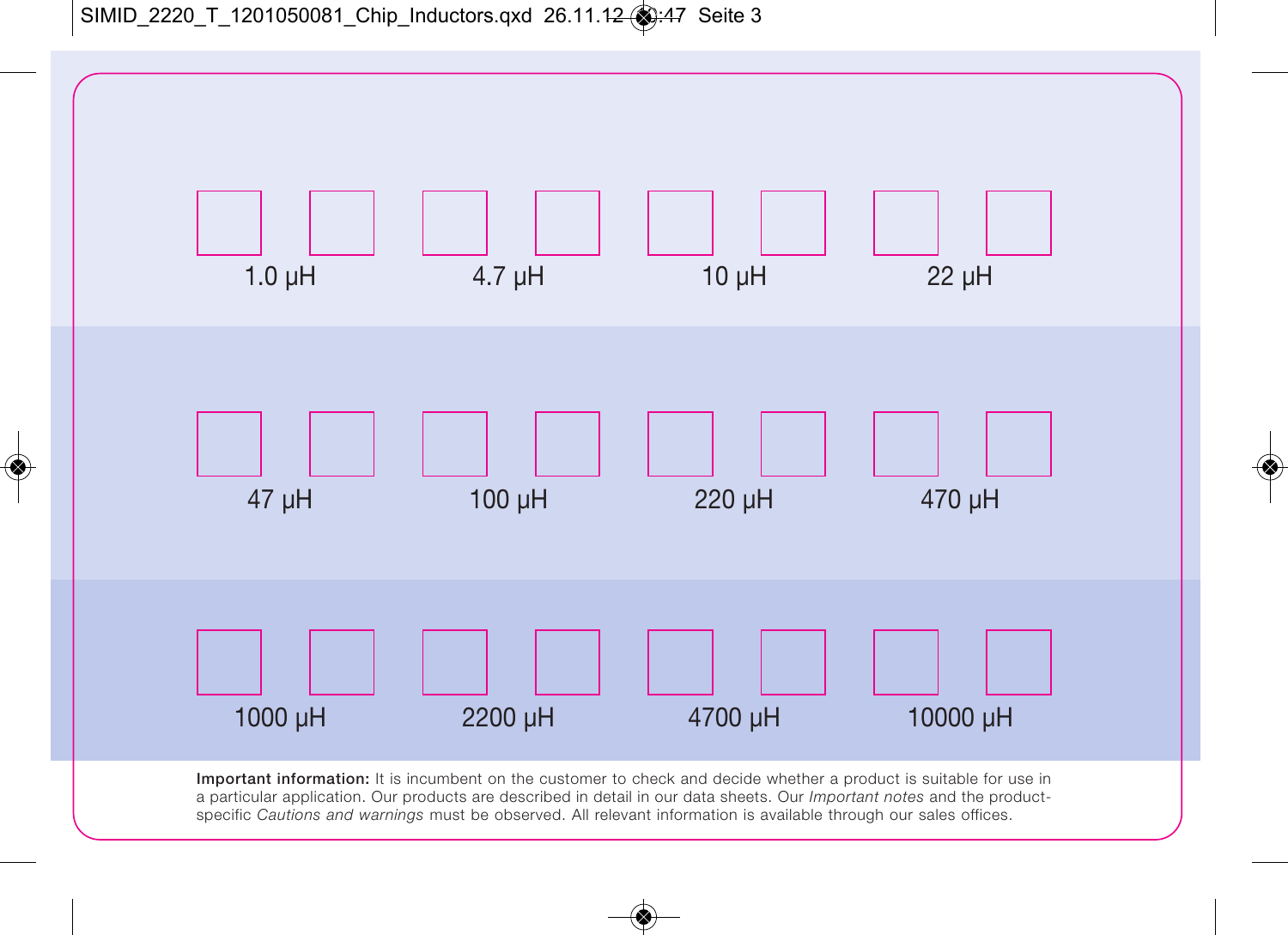1.0 µH

4.7 µH

10 µH

22 µH

47 µH

100 µH

220 µH

470 µH

1000 µH

2200 µH

4700 µH

10000 µH

**Important information:** It is incumbent on the customer to check and decide whether a product is suitable for use in a particular application. Our products are described in detail in our data sheets. Our *Important notes* and the product-specific *Cautions and warnings* must be observed. All relevant information is available through our sales offices.